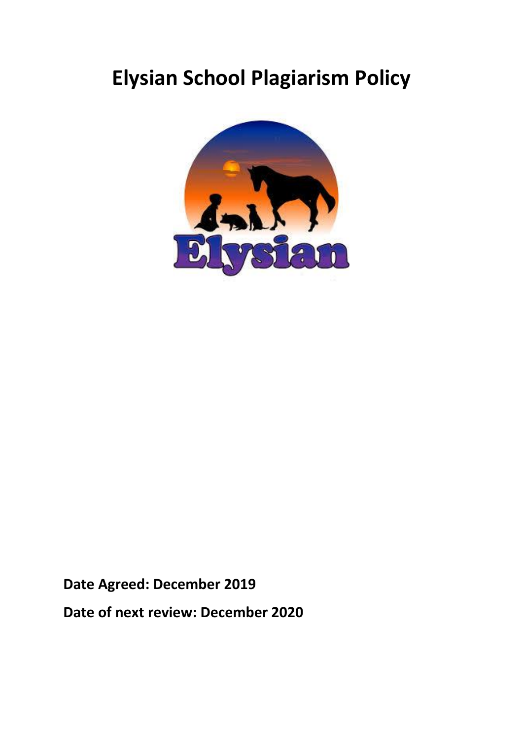# Elysian School Plagiarism Policy

**Date Agreed: December 2019**

**Date of next review: December 2020**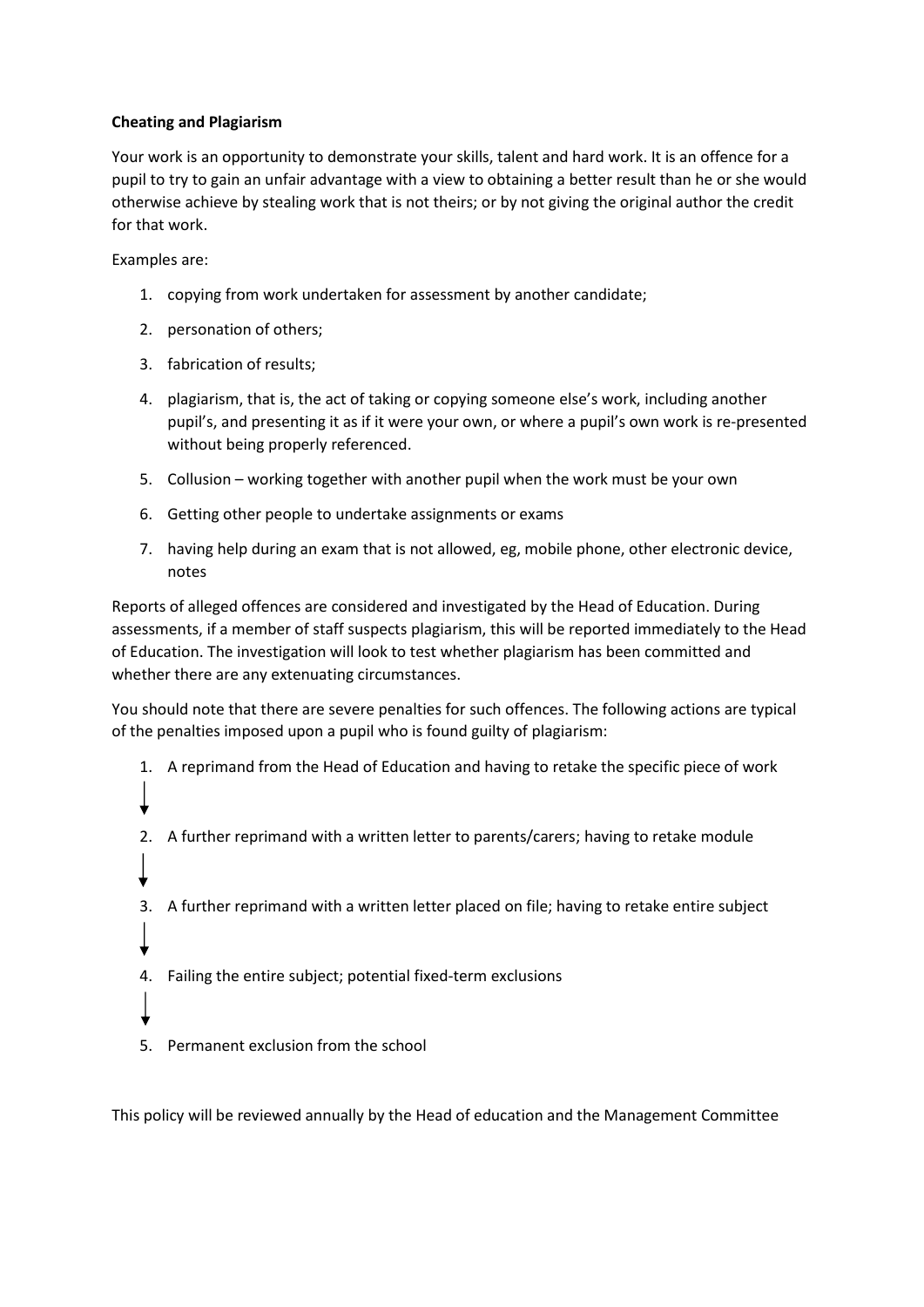**Cheating and Plagiarism**

Your work is an opportunity to demonstrate your skills, talent and hard work. It is an offence for a pupil to try to gain an unfair advantage with a view to obtaining a better result than he or she would otherwise achieve by stealing work that is not theirs; or by not giving the original author the credit for that work.

Examples are:

1. copying from work undertaken for assessment by another candidate;
2. personation of others;
3. fabrication of results;
4. plagiarism, that is, the act of taking or copying someone else's work, including another pupil's, and presenting it as if it were your own, or where a pupil's own work is re-presented without being properly referenced.
5. Collusion – working together with another pupil when the work must be your own
6. Getting other people to undertake assignments or exams
7. having help during an exam that is not allowed, eg, mobile phone, other electronic device, notes

Reports of alleged offences are considered and investigated by the Head of Education. During assessments, if a member of staff suspects plagiarism, this will be reported immediately to the Head of Education. The investigation will look to test whether plagiarism has been committed and whether there are any extenuating circumstances.

You should note that there are severe penalties for such offences. The following actions are typical of the penalties imposed upon a pupil who is found guilty of plagiarism:

1. A reprimand from the Head of Education and having to retake the specific piece of work
   ↓
2. A further reprimand with a written letter to parents/carers; having to retake module
   ↓
3. A further reprimand with a written letter placed on file; having to retake entire subject
   ↓
4. Failing the entire subject; potential fixed-term exclusions
   ↓
5. Permanent exclusion from the school

This policy will be reviewed annually by the Head of education and the Management Committee